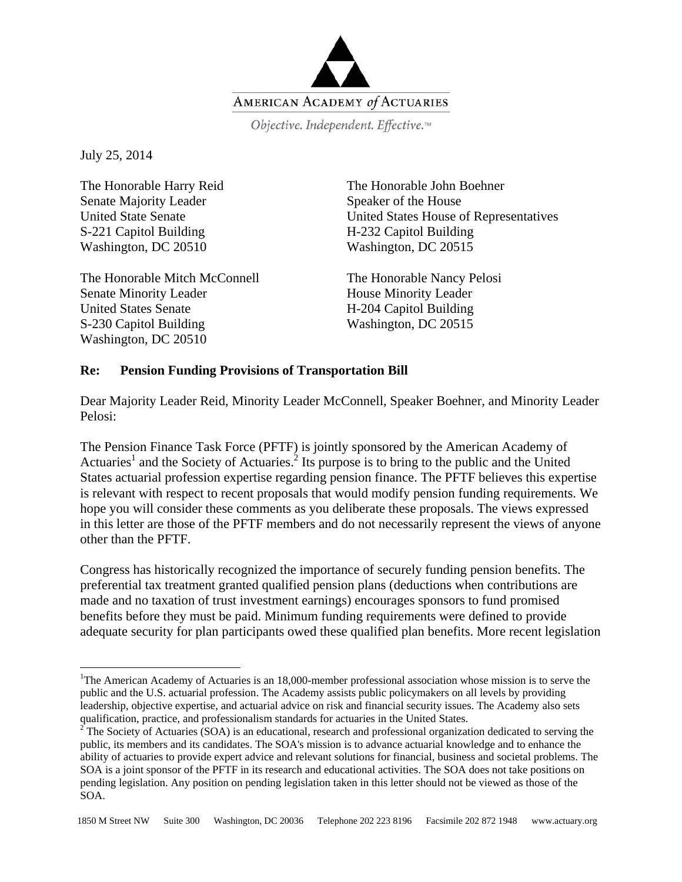AMERICAN ACADEMY *of* ACTUARIES

*Objective. Independent. Effective.*™

July 25, 2014

The Honorable Harry Reid
Senate Majority Leader
United State Senate
S-221 Capitol Building
Washington, DC 20510

The Honorable John Boehner
Speaker of the House
United States House of Representatives
H-232 Capitol Building
Washington, DC 20515

The Honorable Mitch McConnell
Senate Minority Leader
United States Senate
S-230 Capitol Building
Washington, DC 20510

The Honorable Nancy Pelosi
House Minority Leader
H-204 Capitol Building
Washington, DC 20515

**Re: Pension Funding Provisions of Transportation Bill**

Dear Majority Leader Reid, Minority Leader McConnell, Speaker Boehner, and Minority Leader Pelosi:

The Pension Finance Task Force (PFTF) is jointly sponsored by the American Academy of Actuaries[1] and the Society of Actuaries.[2] Its purpose is to bring to the public and the United States actuarial profession expertise regarding pension finance. The PFTF believes this expertise is relevant with respect to recent proposals that would modify pension funding requirements. We hope you will consider these comments as you deliberate these proposals. The views expressed in this letter are those of the PFTF members and do not necessarily represent the views of anyone other than the PFTF.

Congress has historically recognized the importance of securely funding pension benefits. The preferential tax treatment granted qualified pension plans (deductions when contributions are made and no taxation of trust investment earnings) encourages sponsors to fund promised benefits before they must be paid. Minimum funding requirements were defined to provide adequate security for plan participants owed these qualified plan benefits. More recent legislation

[1] The American Academy of Actuaries is an 18,000-member professional association whose mission is to serve the public and the U.S. actuarial profession. The Academy assists public policymakers on all levels by providing leadership, objective expertise, and actuarial advice on risk and financial security issues. The Academy also sets qualification, practice, and professionalism standards for actuaries in the United States.

[2] The Society of Actuaries (SOA) is an educational, research and professional organization dedicated to serving the public, its members and its candidates. The SOA's mission is to advance actuarial knowledge and to enhance the ability of actuaries to provide expert advice and relevant solutions for financial, business and societal problems. The SOA is a joint sponsor of the PFTF in its research and educational activities. The SOA does not take positions on pending legislation. Any position on pending legislation taken in this letter should not be viewed as those of the SOA.

1850 M Street NW Suite 300 Washington, DC 20036 Telephone 202 223 8196 Facsimile 202 872 1948 www.actuary.org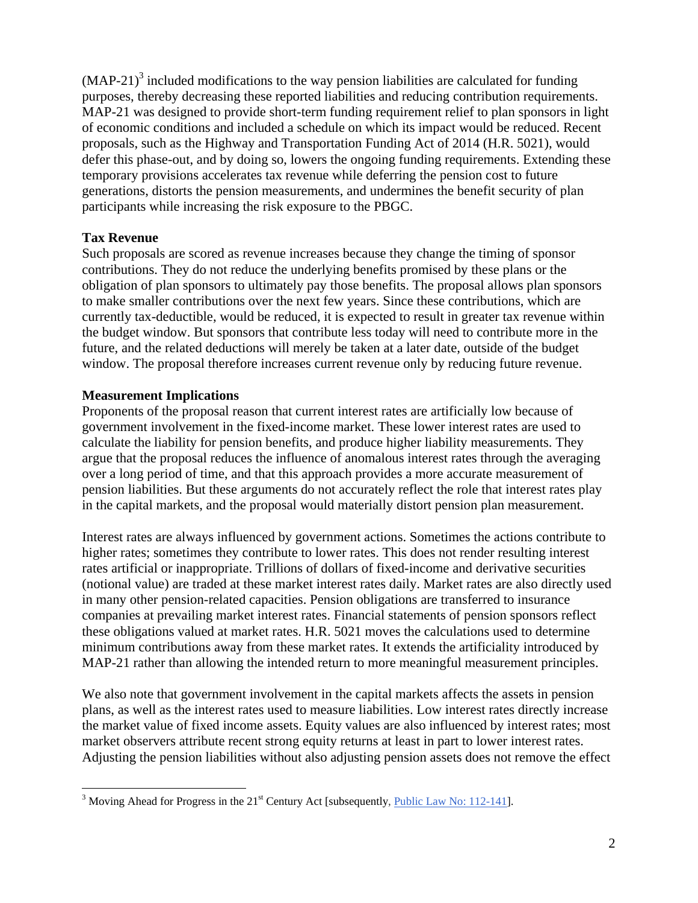(MAP-21)[3] included modifications to the way pension liabilities are calculated for funding purposes, thereby decreasing these reported liabilities and reducing contribution requirements. MAP-21 was designed to provide short-term funding requirement relief to plan sponsors in light of economic conditions and included a schedule on which its impact would be reduced. Recent proposals, such as the Highway and Transportation Funding Act of 2014 (H.R. 5021), would defer this phase-out, and by doing so, lowers the ongoing funding requirements. Extending these temporary provisions accelerates tax revenue while deferring the pension cost to future generations, distorts the pension measurements, and undermines the benefit security of plan participants while increasing the risk exposure to the PBGC.

**Tax Revenue**

Such proposals are scored as revenue increases because they change the timing of sponsor contributions. They do not reduce the underlying benefits promised by these plans or the obligation of plan sponsors to ultimately pay those benefits. The proposal allows plan sponsors to make smaller contributions over the next few years. Since these contributions, which are currently tax-deductible, would be reduced, it is expected to result in greater tax revenue within the budget window. But sponsors that contribute less today will need to contribute more in the future, and the related deductions will merely be taken at a later date, outside of the budget window. The proposal therefore increases current revenue only by reducing future revenue.

**Measurement Implications**

Proponents of the proposal reason that current interest rates are artificially low because of government involvement in the fixed-income market. These lower interest rates are used to calculate the liability for pension benefits, and produce higher liability measurements. They argue that the proposal reduces the influence of anomalous interest rates through the averaging over a long period of time, and that this approach provides a more accurate measurement of pension liabilities. But these arguments do not accurately reflect the role that interest rates play in the capital markets, and the proposal would materially distort pension plan measurement.

Interest rates are always influenced by government actions. Sometimes the actions contribute to higher rates; sometimes they contribute to lower rates. This does not render resulting interest rates artificial or inappropriate. Trillions of dollars of fixed-income and derivative securities (notional value) are traded at these market interest rates daily. Market rates are also directly used in many other pension-related capacities. Pension obligations are transferred to insurance companies at prevailing market interest rates. Financial statements of pension sponsors reflect these obligations valued at market rates. H.R. 5021 moves the calculations used to determine minimum contributions away from these market rates. It extends the artificiality introduced by MAP-21 rather than allowing the intended return to more meaningful measurement principles.

We also note that government involvement in the capital markets affects the assets in pension plans, as well as the interest rates used to measure liabilities. Low interest rates directly increase the market value of fixed income assets. Equity values are also influenced by interest rates; most market observers attribute recent strong equity returns at least in part to lower interest rates. Adjusting the pension liabilities without also adjusting pension assets does not remove the effect

---

[3] Moving Ahead for Progress in the 21st Century Act [subsequently, Public Law No: 112-141].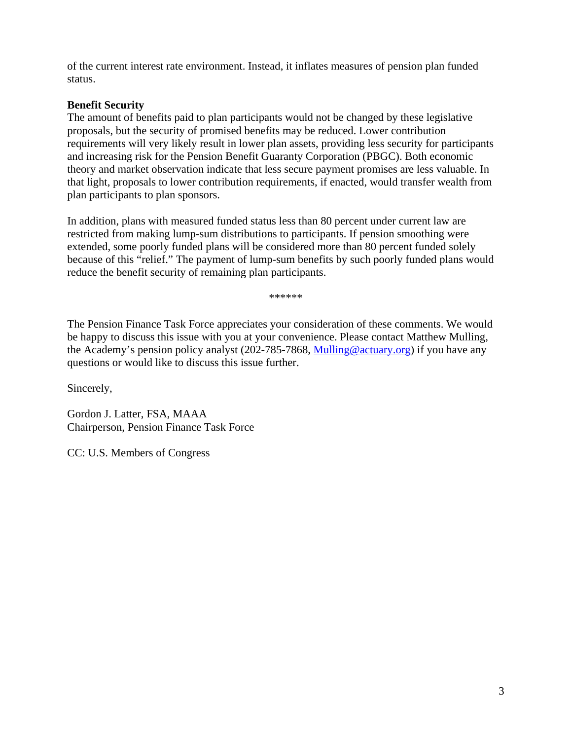of the current interest rate environment. Instead, it inflates measures of pension plan funded status.

**Benefit Security**

The amount of benefits paid to plan participants would not be changed by these legislative proposals, but the security of promised benefits may be reduced. Lower contribution requirements will very likely result in lower plan assets, providing less security for participants and increasing risk for the Pension Benefit Guaranty Corporation (PBGC). Both economic theory and market observation indicate that less secure payment promises are less valuable. In that light, proposals to lower contribution requirements, if enacted, would transfer wealth from plan participants to plan sponsors.

In addition, plans with measured funded status less than 80 percent under current law are restricted from making lump-sum distributions to participants. If pension smoothing were extended, some poorly funded plans will be considered more than 80 percent funded solely because of this "relief." The payment of lump-sum benefits by such poorly funded plans would reduce the benefit security of remaining plan participants.

******

The Pension Finance Task Force appreciates your consideration of these comments. We would be happy to discuss this issue with you at your convenience. Please contact Matthew Mulling, the Academy's pension policy analyst (202-785-7868, Mulling@actuary.org) if you have any questions or would like to discuss this issue further.

Sincerely,

Gordon J. Latter, FSA, MAAA
Chairperson, Pension Finance Task Force

CC: U.S. Members of Congress